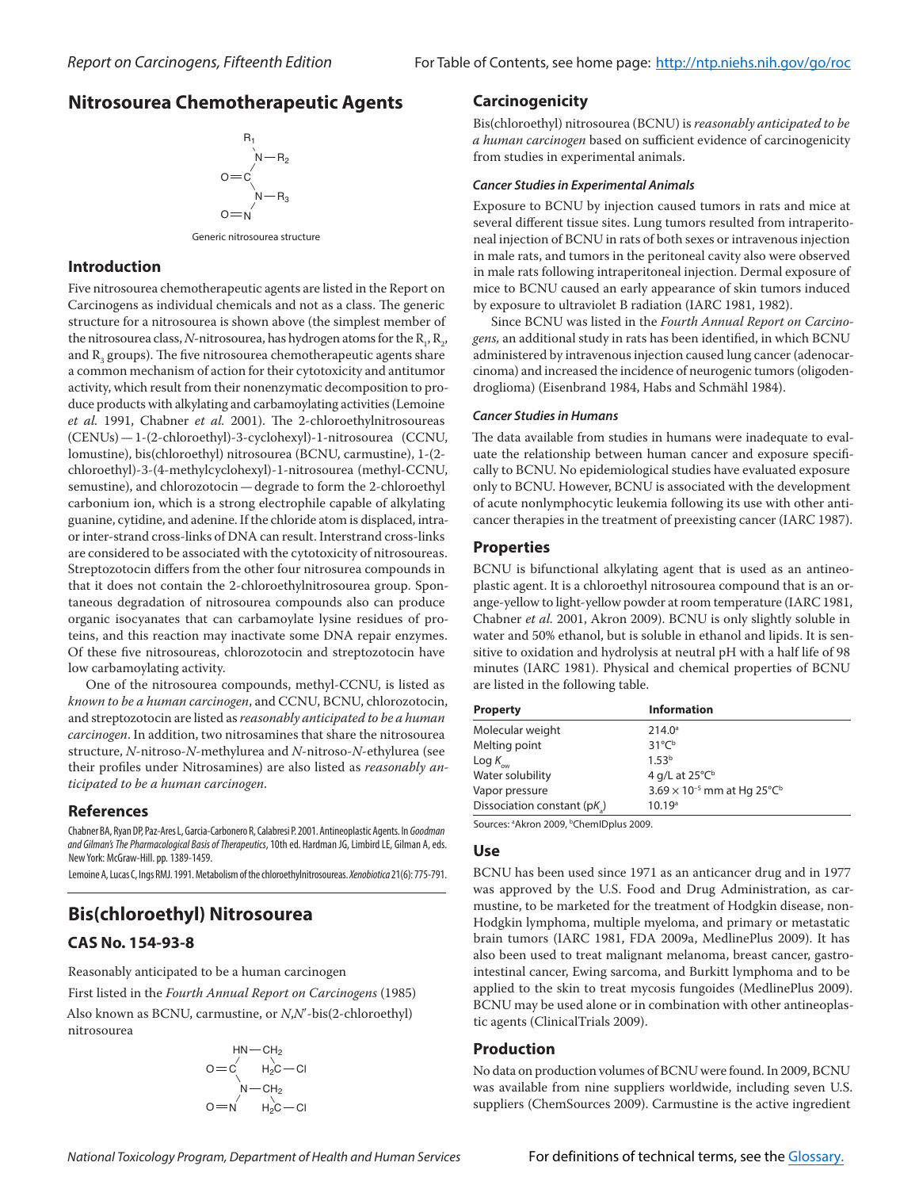# Nitrosourea Chemotherapeutic Agents

Generic nitrosourea structure

## Introduction

Five nitrosourea chemotherapeutic agents are listed in the Report on Carcinogens as individual chemicals and not as a class. The generic structure for a nitrosourea is shown above (the simplest member of the nitrosourea class, *N*-nitrosourea, has hydrogen atoms for the $R_1$, $R_2$, and $R_3$ groups). The five nitrosourea chemotherapeutic agents share a common mechanism of action for their cytotoxicity and antitumor activity, which result from their nonenzymatic decomposition to produce products with alkylating and carbamoylating activities (Lemoine *et al.* 1991, Chabner *et al.* 2001). The 2-chloroethylnitrosoureas (CENUs) — 1-(2-chloroethyl)-3-cyclohexyl)-1-nitrosourea (CCNU, lomustine), bis(chloroethyl) nitrosourea (BCNU, carmustine), 1-(2-chloroethyl)-3-(4-methylcyclohexyl)-1-nitrosourea (methyl-CCNU, semustine), and chlorozotocin — degrade to form the 2-chloroethyl carbonium ion, which is a strong electrophile capable of alkylating guanine, cytidine, and adenine. If the chloride atom is displaced, intra- or inter-strand cross-links of DNA can result. Interstrand cross-links are considered to be associated with the cytotoxicity of nitrosoureas. Streptozotocin differs from the other four nitrosourea compounds in that it does not contain the 2-chloroethylnitrosourea group. Spontaneous degradation of nitrosourea compounds also can produce organic isocyanates that can carbamoylate lysine residues of proteins, and this reaction may inactivate some DNA repair enzymes. Of these five nitrosoureas, chlorozotocin and streptozotocin have low carbamoylating activity.

One of the nitrosourea compounds, methyl-CCNU, is listed as *known to be a human carcinogen*, and CCNU, BCNU, chlorozotocin, and streptozotocin are listed as *reasonably anticipated to be a human carcinogen*. In addition, two nitrosamines that share the nitrosourea structure, *N*-nitroso-*N*-methylurea and *N*-nitroso-*N*-ethylurea (see their profiles under Nitrosamines) are also listed as *reasonably anticipated to be a human carcinogen*.

## References

Chabner BA, Ryan DP, Paz-Ares L, Garcia-Carbonero R, Calabresi P. 2001. Antineoplastic Agents. In *Goodman and Gilman's The Pharmacological Basis of Therapeutics*, 10th ed. Hardman JG, Limbird LE, Gilman A, eds. New York: McGraw-Hill. pp. 1389-1459.

Lemoine A, Lucas C, Ings RMJ. 1991. Metabolism of the chloroethylnitrosoureas. *Xenobiotica* 21(6): 775-791.

# Bis(chloroethyl) Nitrosourea

## CAS No. 154-93-8

Reasonably anticipated to be a human carcinogen

First listed in the *Fourth Annual Report on Carcinogens* (1985)

Also known as BCNU, carmustine, or *N*,*N*′-bis(2-chloroethyl) nitrosourea

## Carcinogenicity

Bis(chloroethyl) nitrosourea (BCNU) is *reasonably anticipated to be a human carcinogen* based on sufficient evidence of carcinogenicity from studies in experimental animals.

### Cancer Studies in Experimental Animals

Exposure to BCNU by injection caused tumors in rats and mice at several different tissue sites. Lung tumors resulted from intraperitoneal injection of BCNU in rats of both sexes or intravenous injection in male rats, and tumors in the peritoneal cavity also were observed in male rats following intraperitoneal injection. Dermal exposure of mice to BCNU caused an early appearance of skin tumors induced by exposure to ultraviolet B radiation (IARC 1981, 1982).

Since BCNU was listed in the *Fourth Annual Report on Carcinogens,* an additional study in rats has been identified, in which BCNU administered by intravenous injection caused lung cancer (adenocarcinoma) and increased the incidence of neurogenic tumors (oligodendroglioma) (Eisenbrand 1984, Habs and Schmähl 1984).

### Cancer Studies in Humans

The data available from studies in humans were inadequate to evaluate the relationship between human cancer and exposure specifically to BCNU. No epidemiological studies have evaluated exposure only to BCNU. However, BCNU is associated with the development of acute nonlymphocytic leukemia following its use with other anticancer therapies in the treatment of preexisting cancer (IARC 1987).

## Properties

BCNU is bifunctional alkylating agent that is used as an antineoplastic agent. It is a chloroethyl nitrosourea compound that is an orange-yellow to light-yellow powder at room temperature (IARC 1981, Chabner *et al.* 2001, Akron 2009). BCNU is only slightly soluble in water and 50% ethanol, but is soluble in ethanol and lipids. It is sensitive to oxidation and hydrolysis at neutral pH with a half life of 98 minutes (IARC 1981). Physical and chemical properties of BCNU are listed in the following table.

| Property | Information |
|---|---|
| Molecular weight | 214.0[a] |
| Melting point | 31°C[b] |
| Log $K_{ow}$ | 1.53[b] |
| Water solubility | 4 g/L at 25°C[b] |
| Vapor pressure | $3.69 \times 10^{-5}$ mm at Hg 25°C[b] |
| Dissociation constant (p$K_a$) | 10.19[a] |

Sources: [a]Akron 2009, [b]ChemIDplus 2009.

## Use

BCNU has been used since 1971 as an anticancer drug and in 1977 was approved by the U.S. Food and Drug Administration, as carmustine, to be marketed for the treatment of Hodgkin disease, non-Hodgkin lymphoma, multiple myeloma, and primary or metastatic brain tumors (IARC 1981, FDA 2009a, MedlinePlus 2009). It has also been used to treat malignant melanoma, breast cancer, gastrointestinal cancer, Ewing sarcoma, and Burkitt lymphoma and to be applied to the skin to treat mycosis fungoides (MedlinePlus 2009). BCNU may be used alone or in combination with other antineoplastic agents (ClinicalTrials 2009).

## Production

No data on production volumes of BCNU were found. In 2009, BCNU was available from nine suppliers worldwide, including seven U.S. suppliers (ChemSources 2009). Carmustine is the active ingredient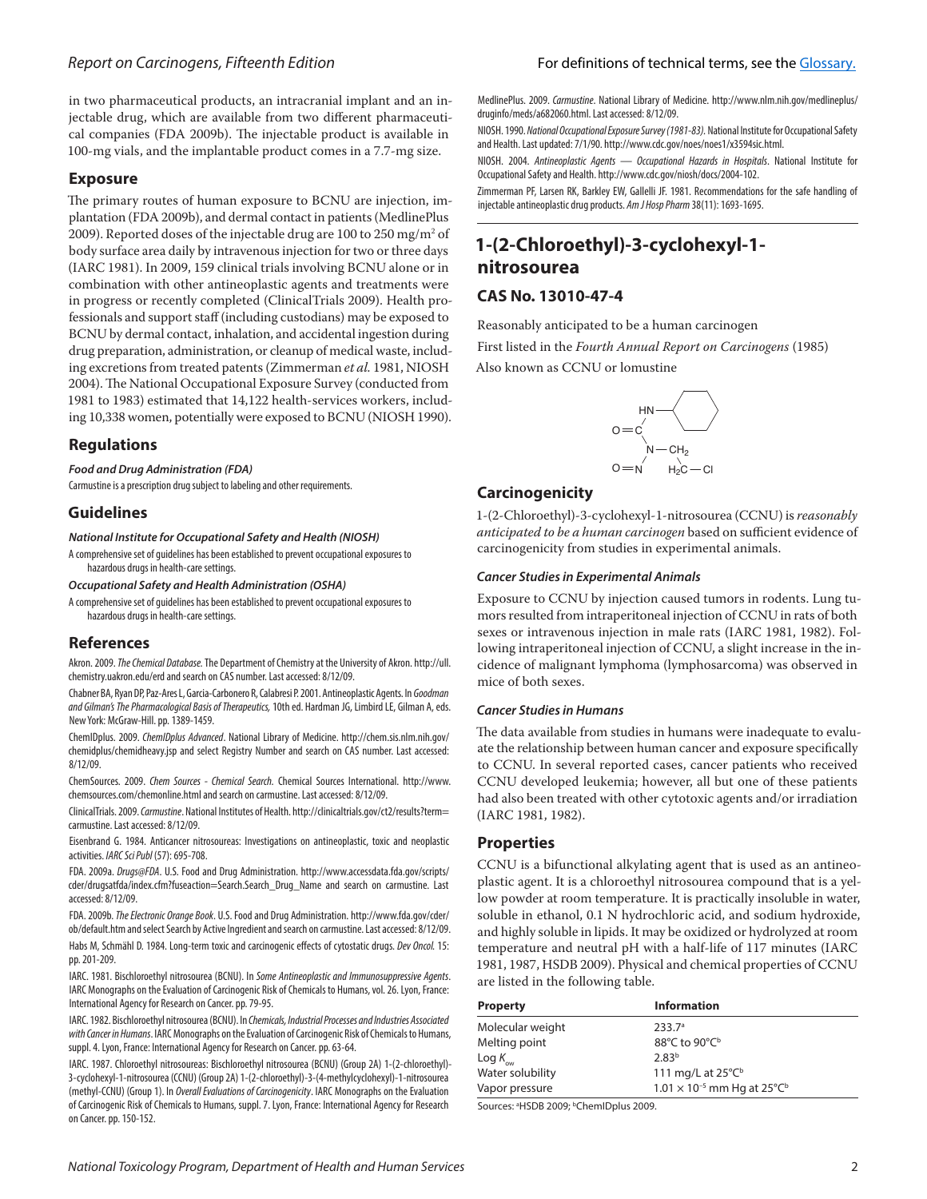in two pharmaceutical products, an intracranial implant and an injectable drug, which are available from two different pharmaceutical companies (FDA 2009b). The injectable product is available in 100-mg vials, and the implantable product comes in a 7.7-mg size.

## Exposure

The primary routes of human exposure to BCNU are injection, implantation (FDA 2009b), and dermal contact in patients (MedlinePlus 2009). Reported doses of the injectable drug are 100 to 250 mg/m$^2$ of body surface area daily by intravenous injection for two or three days (IARC 1981). In 2009, 159 clinical trials involving BCNU alone or in combination with other antineoplastic agents and treatments were in progress or recently completed (ClinicalTrials 2009). Health professionals and support staff (including custodians) may be exposed to BCNU by dermal contact, inhalation, and accidental ingestion during drug preparation, administration, or cleanup of medical waste, including excretions from treated patents (Zimmerman *et al.* 1981, NIOSH 2004). The National Occupational Exposure Survey (conducted from 1981 to 1983) estimated that 14,122 health-services workers, including 10,338 women, potentially were exposed to BCNU (NIOSH 1990).

## Regulations

***Food and Drug Administration (FDA)***

Carmustine is a prescription drug subject to labeling and other requirements.

## Guidelines

***National Institute for Occupational Safety and Health (NIOSH)***

A comprehensive set of guidelines has been established to prevent occupational exposures to hazardous drugs in health-care settings.

***Occupational Safety and Health Administration (OSHA)***

A comprehensive set of guidelines has been established to prevent occupational exposures to hazardous drugs in health-care settings.

## References

Akron. 2009. *The Chemical Database*. The Department of Chemistry at the University of Akron. http://ull.chemistry.uakron.edu/erd and search on CAS number. Last accessed: 8/12/09.

Chabner BA, Ryan DP, Paz-Ares L, Garcia-Carbonero R, Calabresi P. 2001. Antineoplastic Agents. In *Goodman and Gilman's The Pharmacological Basis of Therapeutics,* 10th ed. Hardman JG, Limbird LE, Gilman A, eds. New York: McGraw-Hill. pp. 1389-1459.

ChemIDplus. 2009. *ChemIDplus Advanced*. National Library of Medicine. http://chem.sis.nlm.nih.gov/chemidplus/chemidheavy.jsp and select Registry Number and search on CAS number. Last accessed: 8/12/09.

ChemSources. 2009. *Chem Sources - Chemical Search.* Chemical Sources International. http://www.chemsources.com/chemonline.html and search on carmustine. Last accessed: 8/12/09.

ClinicalTrials. 2009. *Carmustine*. National Institutes of Health. http://clinicaltrials.gov/ct2/results?term=carmustine. Last accessed: 8/12/09.

Eisenbrand G. 1984. Anticancer nitrosoureas: Investigations on antineoplastic, toxic and neoplastic activities. *IARC Sci Publ* (57): 695-708.

FDA. 2009a. *Drugs@FDA*. U.S. Food and Drug Administration. http://www.accessdata.fda.gov/scripts/cder/drugsatfda/index.cfm?fuseaction=Search.Search_Drug_Name and search on carmustine. Last accessed: 8/12/09.

FDA. 2009b. *The Electronic Orange Book*. U.S. Food and Drug Administration. http://www.fda.gov/cder/ob/default.htm and select Search by Active Ingredient and search on carmustine. Last accessed: 8/12/09.

Habs M, Schmähl D. 1984. Long-term toxic and carcinogenic effects of cytostatic drugs. *Dev Oncol.* 15: pp. 201-209.

IARC. 1981. Bischloroethyl nitrosourea (BCNU). In *Some Antineoplastic and Immunosuppressive Agents*. IARC Monographs on the Evaluation of Carcinogenic Risk of Chemicals to Humans, vol. 26. Lyon, France: International Agency for Research on Cancer. pp. 79-95.

IARC. 1982. Bischloroethyl nitrosourea (BCNU). In *Chemicals, Industrial Processes and Industries Associated with Cancer in Humans*. IARC Monographs on the Evaluation of Carcinogenic Risk of Chemicals to Humans, suppl. 4. Lyon, France: International Agency for Research on Cancer. pp. 63-64.

IARC. 1987. Chloroethyl nitrosoureas: Bischloroethyl nitrosourea (BCNU) (Group 2A) 1-(2-chloroethyl)-3-cyclohexyl-1-nitrosourea (CCNU) (Group 2A) 1-(2-chloroethyl)-3-(4-methylcyclohexyl)-1-nitrosourea (methyl-CCNU) (Group 1). In *Overall Evaluations of Carcinogenicity*. IARC Monographs on the Evaluation of Carcinogenic Risk of Chemicals to Humans, suppl. 7. Lyon, France: International Agency for Research on Cancer. pp. 150-152.

MedlinePlus. 2009. *Carmustine*. National Library of Medicine. http://www.nlm.nih.gov/medlineplus/druginfo/meds/a682060.html. Last accessed: 8/12/09.

NIOSH. 1990. *National Occupational Exposure Survey (1981-83).* National Institute for Occupational Safety and Health. Last updated: 7/1/90. http://www.cdc.gov/noes/noes1/x3594sic.html.

NIOSH. 2004. *Antineoplastic Agents — Occupational Hazards in Hospitals*. National Institute for Occupational Safety and Health. http://www.cdc.gov/niosh/docs/2004-102.

Zimmerman PF, Larsen RK, Barkley EW, Gallelli JF. 1981. Recommendations for the safe handling of injectable antineoplastic drug products. *Am J Hosp Pharm* 38(11): 1693-1695.

# 1-(2-Chloroethyl)-3-cyclohexyl-1-nitrosourea

## CAS No. 13010-47-4

Reasonably anticipated to be a human carcinogen

First listed in the *Fourth Annual Report on Carcinogens* (1985)

Also known as CCNU or lomustine

## Carcinogenicity

1-(2-Chloroethyl)-3-cyclohexyl-1-nitrosourea (CCNU) is *reasonably anticipated to be a human carcinogen* based on sufficient evidence of carcinogenicity from studies in experimental animals.

### *Cancer Studies in Experimental Animals*

Exposure to CCNU by injection caused tumors in rodents. Lung tumors resulted from intraperitoneal injection of CCNU in rats of both sexes or intravenous injection in male rats (IARC 1981, 1982). Following intraperitoneal injection of CCNU, a slight increase in the incidence of malignant lymphoma (lymphosarcoma) was observed in mice of both sexes.

### *Cancer Studies in Humans*

The data available from studies in humans were inadequate to evaluate the relationship between human cancer and exposure specifically to CCNU. In several reported cases, cancer patients who received CCNU developed leukemia; however, all but one of these patients had also been treated with other cytotoxic agents and/or irradiation (IARC 1981, 1982).

## Properties

CCNU is a bifunctional alkylating agent that is used as an antineoplastic agent. It is a chloroethyl nitrosourea compound that is a yellow powder at room temperature. It is practically insoluble in water, soluble in ethanol, 0.1 N hydrochloric acid, and sodium hydroxide, and highly soluble in lipids. It may be oxidized or hydrolyzed at room temperature and neutral pH with a half-life of 117 minutes (IARC 1981, 1987, HSDB 2009). Physical and chemical properties of CCNU are listed in the following table.

| Property | Information |
|---|---|
| Molecular weight | 233.7[a] |
| Melting point | 88°C to 90°C[b] |
| Log $K_{ow}$ | 2.83[b] |
| Water solubility | 111 mg/L at 25°C[b] |
| Vapor pressure | $1.01 \times 10^{-5}$ mm Hg at 25°C[b] |

Sources: [a]HSDB 2009; [b]ChemIDplus 2009.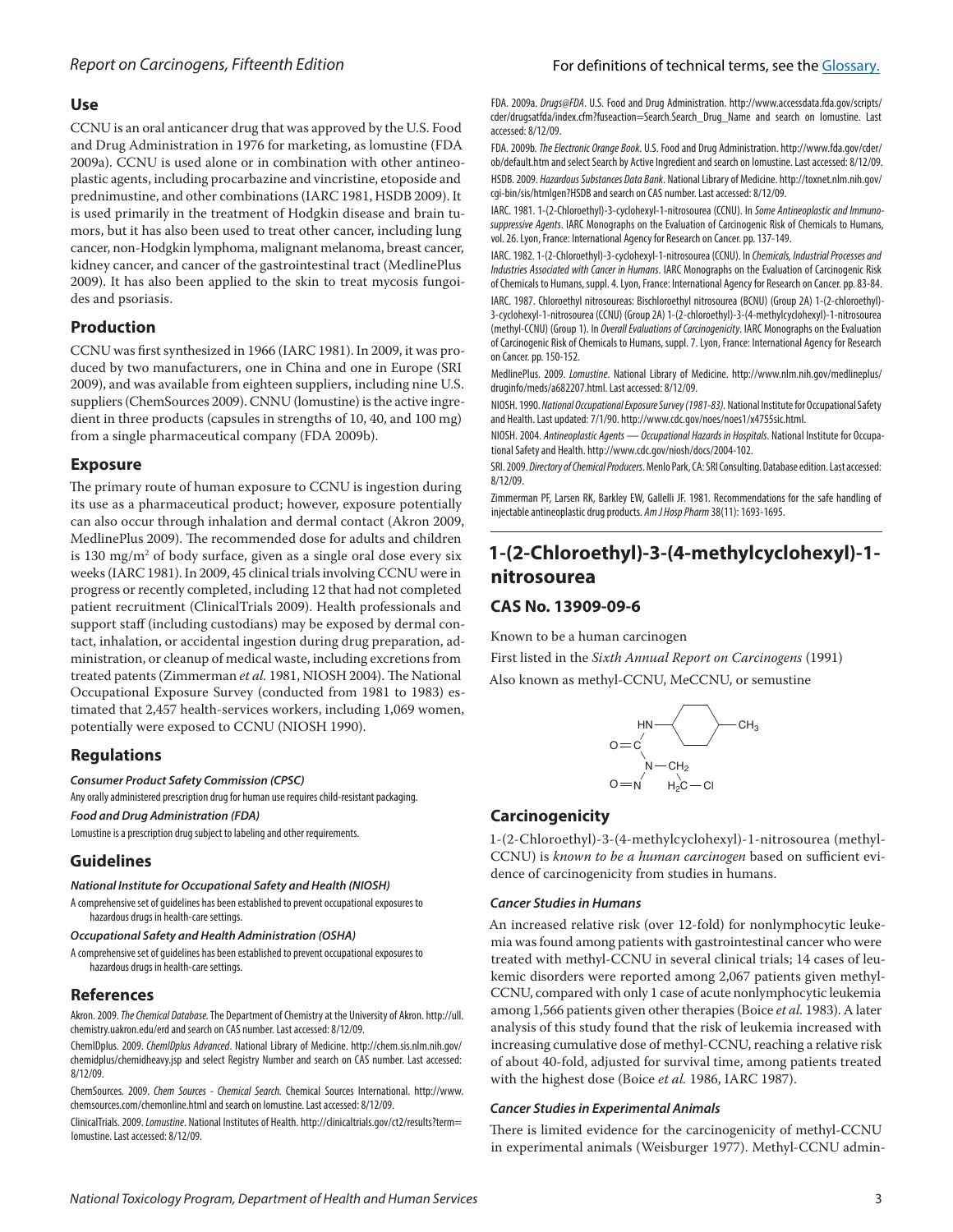## Use

CCNU is an oral anticancer drug that was approved by the U.S. Food and Drug Administration in 1976 for marketing, as lomustine (FDA 2009a). CCNU is used alone or in combination with other antineoplastic agents, including procarbazine and vincristine, etoposide and prednimustine, and other combinations (IARC 1981, HSDB 2009). It is used primarily in the treatment of Hodgkin disease and brain tumors, but it has also been used to treat other cancer, including lung cancer, non-Hodgkin lymphoma, malignant melanoma, breast cancer, kidney cancer, and cancer of the gastrointestinal tract (MedlinePlus 2009). It has also been applied to the skin to treat mycosis fungoides and psoriasis.

## Production

CCNU was first synthesized in 1966 (IARC 1981). In 2009, it was produced by two manufacturers, one in China and one in Europe (SRI 2009), and was available from eighteen suppliers, including nine U.S. suppliers (ChemSources 2009). CNNU (lomustine) is the active ingredient in three products (capsules in strengths of 10, 40, and 100 mg) from a single pharmaceutical company (FDA 2009b).

## Exposure

The primary route of human exposure to CCNU is ingestion during its use as a pharmaceutical product; however, exposure potentially can also occur through inhalation and dermal contact (Akron 2009, MedlinePlus 2009). The recommended dose for adults and children is 130 mg/m$^2$ of body surface, given as a single oral dose every six weeks (IARC 1981). In 2009, 45 clinical trials involving CCNU were in progress or recently completed, including 12 that had not completed patient recruitment (ClinicalTrials 2009). Health professionals and support staff (including custodians) may be exposed by dermal contact, inhalation, or accidental ingestion during drug preparation, administration, or cleanup of medical waste, including excretions from treated patents (Zimmerman *et al.* 1981, NIOSH 2004). The National Occupational Exposure Survey (conducted from 1981 to 1983) estimated that 2,457 health-services workers, including 1,069 women, potentially were exposed to CCNU (NIOSH 1990).

## Regulations

***Consumer Product Safety Commission (CPSC)***

Any orally administered prescription drug for human use requires child-resistant packaging.

***Food and Drug Administration (FDA)***

Lomustine is a prescription drug subject to labeling and other requirements.

## Guidelines

***National Institute for Occupational Safety and Health (NIOSH)***

A comprehensive set of guidelines has been established to prevent occupational exposures to hazardous drugs in health-care settings.

***Occupational Safety and Health Administration (OSHA)***

A comprehensive set of guidelines has been established to prevent occupational exposures to hazardous drugs in health-care settings.

## References

Akron. 2009. *The Chemical Database.* The Department of Chemistry at the University of Akron. http://ull.chemistry.uakron.edu/erd and search on CAS number. Last accessed: 8/12/09.

ChemIDplus. 2009. *ChemIDplus Advanced*. National Library of Medicine. http://chem.sis.nlm.nih.gov/chemidplus/chemidheavy.jsp and select Registry Number and search on CAS number. Last accessed: 8/12/09.

ChemSources. 2009. *Chem Sources - Chemical Search.* Chemical Sources International. http://www.chemsources.com/chemonline.html and search on lomustine. Last accessed: 8/12/09.

ClinicalTrials. 2009. *Lomustine*. National Institutes of Health. http://clinicaltrials.gov/ct2/results?term=lomustine. Last accessed: 8/12/09.

FDA. 2009a. *Drugs@FDA*. U.S. Food and Drug Administration. http://www.accessdata.fda.gov/scripts/cder/drugsatfda/index.cfm?fuseaction=Search.Search_Drug_Name and search on lomustine. Last accessed: 8/12/09.

FDA. 2009b. *The Electronic Orange Book*. U.S. Food and Drug Administration. http://www.fda.gov/cder/ob/default.htm and select Search by Active Ingredient and search on lomustine. Last accessed: 8/12/09.

HSDB. 2009. *Hazardous Substances Data Bank*. National Library of Medicine. http://toxnet.nlm.nih.gov/cgi-bin/sis/htmlgen?HSDB and search on CAS number. Last accessed: 8/12/09.

IARC. 1981. 1-(2-Chloroethyl)-3-cyclohexyl-1-nitrosourea (CCNU). In *Some Antineoplastic and Immunosuppressive Agents*. IARC Monographs on the Evaluation of Carcinogenic Risk of Chemicals to Humans, vol. 26. Lyon, France: International Agency for Research on Cancer. pp. 137-149.

IARC. 1982. 1-(2-Chloroethyl)-3-cyclohexyl-1-nitrosourea (CCNU). In *Chemicals, Industrial Processes and Industries Associated with Cancer in Humans*. IARC Monographs on the Evaluation of Carcinogenic Risk of Chemicals to Humans, suppl. 4. Lyon, France: International Agency for Research on Cancer. pp. 83-84.

IARC. 1987. Chloroethyl nitrosoureas: Bischloroethyl nitrosourea (BCNU) (Group 2A) 1-(2-chloroethyl)-3-cyclohexyl-1-nitrosourea (CCNU) (Group 2A) 1-(2-chloroethyl)-3-(4-methylcyclohexyl)-1-nitrosourea (methyl-CCNU) (Group 1). In *Overall Evaluations of Carcinogenicity*. IARC Monographs on the Evaluation of Carcinogenic Risk of Chemicals to Humans, suppl. 7. Lyon, France: International Agency for Research on Cancer. pp. 150-152.

MedlinePlus. 2009. *Lomustine*. National Library of Medicine. http://www.nlm.nih.gov/medlineplus/druginfo/meds/a682207.html. Last accessed: 8/12/09.

NIOSH. 1990. *National Occupational Exposure Survey (1981-83).* National Institute for Occupational Safety and Health. Last updated: 7/1/90. http://www.cdc.gov/noes/noes1/x4755sic.html.

NIOSH. 2004. *Antineoplastic Agents — Occupational Hazards in Hospitals*. National Institute for Occupational Safety and Health. http://www.cdc.gov/niosh/docs/2004-102.

SRI. 2009. *Directory of Chemical Producers*. Menlo Park, CA: SRI Consulting. Database edition. Last accessed: 8/12/09.

Zimmerman PF, Larsen RK, Barkley EW, Gallelli JF. 1981. Recommendations for the safe handling of injectable antineoplastic drug products. *Am J Hosp Pharm* 38(11): 1693-1695.

# 1-(2-Chloroethyl)-3-(4-methylcyclohexyl)-1-nitrosourea

### CAS No. 13909-09-6

Known to be a human carcinogen

First listed in the *Sixth Annual Report on Carcinogens* (1991)

Also known as methyl-CCNU, MeCCNU, or semustine

## Carcinogenicity

1-(2-Chloroethyl)-3-(4-methylcyclohexyl)-1-nitrosourea (methyl-CCNU) is *known to be a human carcinogen* based on sufficient evidence of carcinogenicity from studies in humans.

***Cancer Studies in Humans***

An increased relative risk (over 12-fold) for nonlymphocytic leukemia was found among patients with gastrointestinal cancer who were treated with methyl-CCNU in several clinical trials; 14 cases of leukemic disorders were reported among 2,067 patients given methyl-CCNU, compared with only 1 case of acute nonlymphocytic leukemia among 1,566 patients given other therapies (Boice *et al.* 1983). A later analysis of this study found that the risk of leukemia increased with increasing cumulative dose of methyl-CCNU, reaching a relative risk of about 40-fold, adjusted for survival time, among patients treated with the highest dose (Boice *et al.* 1986, IARC 1987).

***Cancer Studies in Experimental Animals***

There is limited evidence for the carcinogenicity of methyl-CCNU in experimental animals (Weisburger 1977). Methyl-CCNU admin-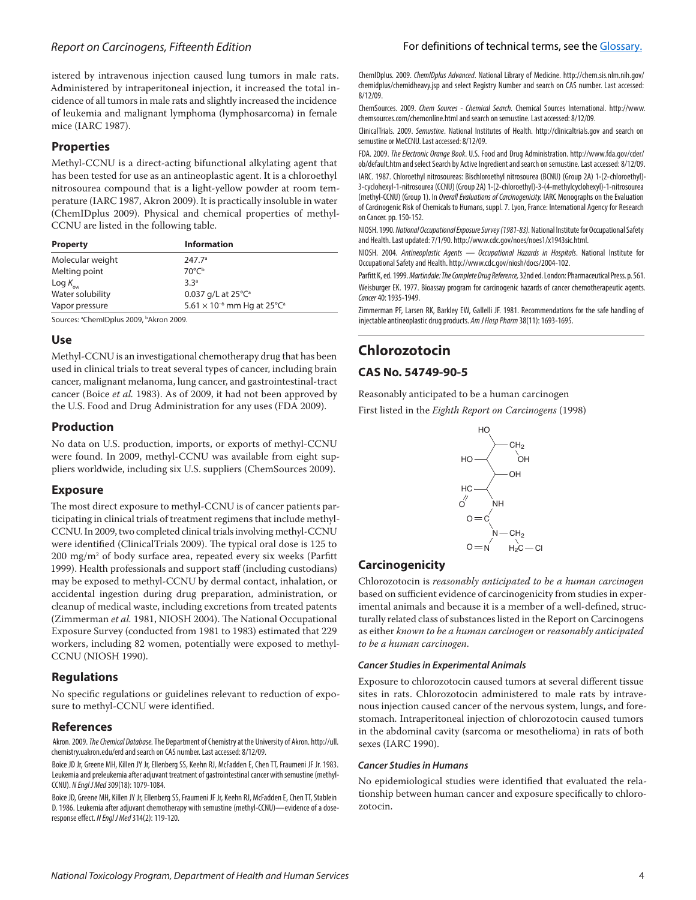istered by intravenous injection caused lung tumors in male rats. Administered by intraperitoneal injection, it increased the total incidence of all tumors in male rats and slightly increased the incidence of leukemia and malignant lymphoma (lymphosarcoma) in female mice (IARC 1987).

## Properties

Methyl-CCNU is a direct-acting bifunctional alkylating agent that has been tested for use as an antineoplastic agent. It is a chloroethyl nitrosourea compound that is a light-yellow powder at room temperature (IARC 1987, Akron 2009). It is practically insoluble in water (ChemIDplus 2009). Physical and chemical properties of methyl-CCNU are listed in the following table.

| Property | Information |
|---|---|
| Molecular weight | 247.7[a] |
| Melting point | 70°C[b] |
| Log $K_{ow}$ | 3.3[a] |
| Water solubility | 0.037 g/L at 25°C[a] |
| Vapor pressure | $5.61 \times 10^{-6}$ mm Hg at 25°C[a] |

Sources: [a]ChemIDplus 2009, [b]Akron 2009.

## Use

Methyl-CCNU is an investigational chemotherapy drug that has been used in clinical trials to treat several types of cancer, including brain cancer, malignant melanoma, lung cancer, and gastrointestinal-tract cancer (Boice *et al.* 1983). As of 2009, it had not been approved by the U.S. Food and Drug Administration for any uses (FDA 2009).

## Production

No data on U.S. production, imports, or exports of methyl-CCNU were found. In 2009, methyl-CCNU was available from eight suppliers worldwide, including six U.S. suppliers (ChemSources 2009).

## Exposure

The most direct exposure to methyl-CCNU is of cancer patients participating in clinical trials of treatment regimens that include methyl-CCNU. In 2009, two completed clinical trials involving methyl-CCNU were identified (ClinicalTrials 2009). The typical oral dose is 125 to 200 mg/m$^2$ of body surface area, repeated every six weeks (Parfitt 1999). Health professionals and support staff (including custodians) may be exposed to methyl-CCNU by dermal contact, inhalation, or accidental ingestion during drug preparation, administration, or cleanup of medical waste, including excretions from treated patents (Zimmerman *et al.* 1981, NIOSH 2004). The National Occupational Exposure Survey (conducted from 1981 to 1983) estimated that 229 workers, including 82 women, potentially were exposed to methyl-CCNU (NIOSH 1990).

## Regulations

No specific regulations or guidelines relevant to reduction of exposure to methyl-CCNU were identified.

## References

Akron. 2009. *The Chemical Database*. The Department of Chemistry at the University of Akron. http://ull.chemistry.uakron.edu/erd and search on CAS number. Last accessed: 8/12/09.

Boice JD Jr, Greene MH, Killen JY Jr, Ellenberg SS, Keehn RJ, McFadden E, Chen TT, Fraumeni JF Jr. 1983. Leukemia and preleukemia after adjuvant treatment of gastrointestinal cancer with semustine (methyl-CCNU). *N Engl J Med* 309(18): 1079-1084.

Boice JD, Greene MH, Killen JY Jr, Ellenberg SS, Fraumeni JF Jr, Keehn RJ, McFadden E, Chen TT, Stablein D. 1986. Leukemia after adjuvant chemotherapy with semustine (methyl-CCNU)—evidence of a dose-response effect. *N Engl J Med* 314(2): 119-120.

ChemIDplus. 2009. *ChemIDplus Advanced*. National Library of Medicine. http://chem.sis.nlm.nih.gov/chemidplus/chemidheavy.jsp and select Registry Number and search on CAS number. Last accessed: 8/12/09.

ChemSources. 2009. *Chem Sources - Chemical Search*. Chemical Sources International. http://www.chemsources.com/chemonline.html and search on semustine. Last accessed: 8/12/09.

ClinicalTrials. 2009. *Semustine*. National Institutes of Health. http://clinicaltrials.gov and search on semustine or MeCCNU. Last accessed: 8/12/09.

FDA. 2009. *The Electronic Orange Book*. U.S. Food and Drug Administration. http://www.fda.gov/cder/ob/default.htm and select Search by Active Ingredient and search on semustine. Last accessed: 8/12/09.

IARC. 1987. Chloroethyl nitrosoureas: Bischloroethyl nitrosourea (BCNU) (Group 2A) 1-(2-chloroethyl)-3-cyclohexyl-1-nitrosourea (CCNU) (Group 2A) 1-(2-chloroethyl)-3-(4-methylcyclohexyl)-1-nitrosourea (methyl-CCNU) (Group 1). In *Overall Evaluations of Carcinogenicity*. IARC Monographs on the Evaluation of Carcinogenic Risk of Chemicals to Humans, suppl. 7. Lyon, France: International Agency for Research on Cancer. pp. 150-152.

NIOSH. 1990. *National Occupational Exposure Survey (1981-83)*. National Institute for Occupational Safety and Health. Last updated: 7/1/90. http://www.cdc.gov/noes/noes1/x1943sic.html.

NIOSH. 2004. *Antineoplastic Agents — Occupational Hazards in Hospitals*. National Institute for Occupational Safety and Health. http://www.cdc.gov/niosh/docs/2004-102.

Parfitt K, ed. 1999. *Martindale: The Complete Drug Reference,* 32nd ed. London: Pharmaceutical Press. p. 561.

Weisburger EK. 1977. Bioassay program for carcinogenic hazards of cancer chemotherapeutic agents. *Cancer* 40: 1935-1949.

Zimmerman PF, Larsen RK, Barkley EW, Gallelli JF. 1981. Recommendations for the safe handling of injectable antineoplastic drug products. *Am J Hosp Pharm* 38(11): 1693-1695.

# Chlorozotocin

## CAS No. 54749-90-5

Reasonably anticipated to be a human carcinogen

First listed in the *Eighth Report on Carcinogens* (1998)

## Carcinogenicity

Chlorozotocin is *reasonably anticipated to be a human carcinogen* based on sufficient evidence of carcinogenicity from studies in experimental animals and because it is a member of a well-defined, structurally related class of substances listed in the Report on Carcinogens as either *known to be a human carcinogen* or *reasonably anticipated to be a human carcinogen*.

### *Cancer Studies in Experimental Animals*

Exposure to chlorozotocin caused tumors at several different tissue sites in rats. Chlorozotocin administered to male rats by intravenous injection caused cancer of the nervous system, lungs, and forestomach. Intraperitoneal injection of chlorozotocin caused tumors in the abdominal cavity (sarcoma or mesothelioma) in rats of both sexes (IARC 1990).

### *Cancer Studies in Humans*

No epidemiological studies were identified that evaluated the relationship between human cancer and exposure specifically to chlorozotocin.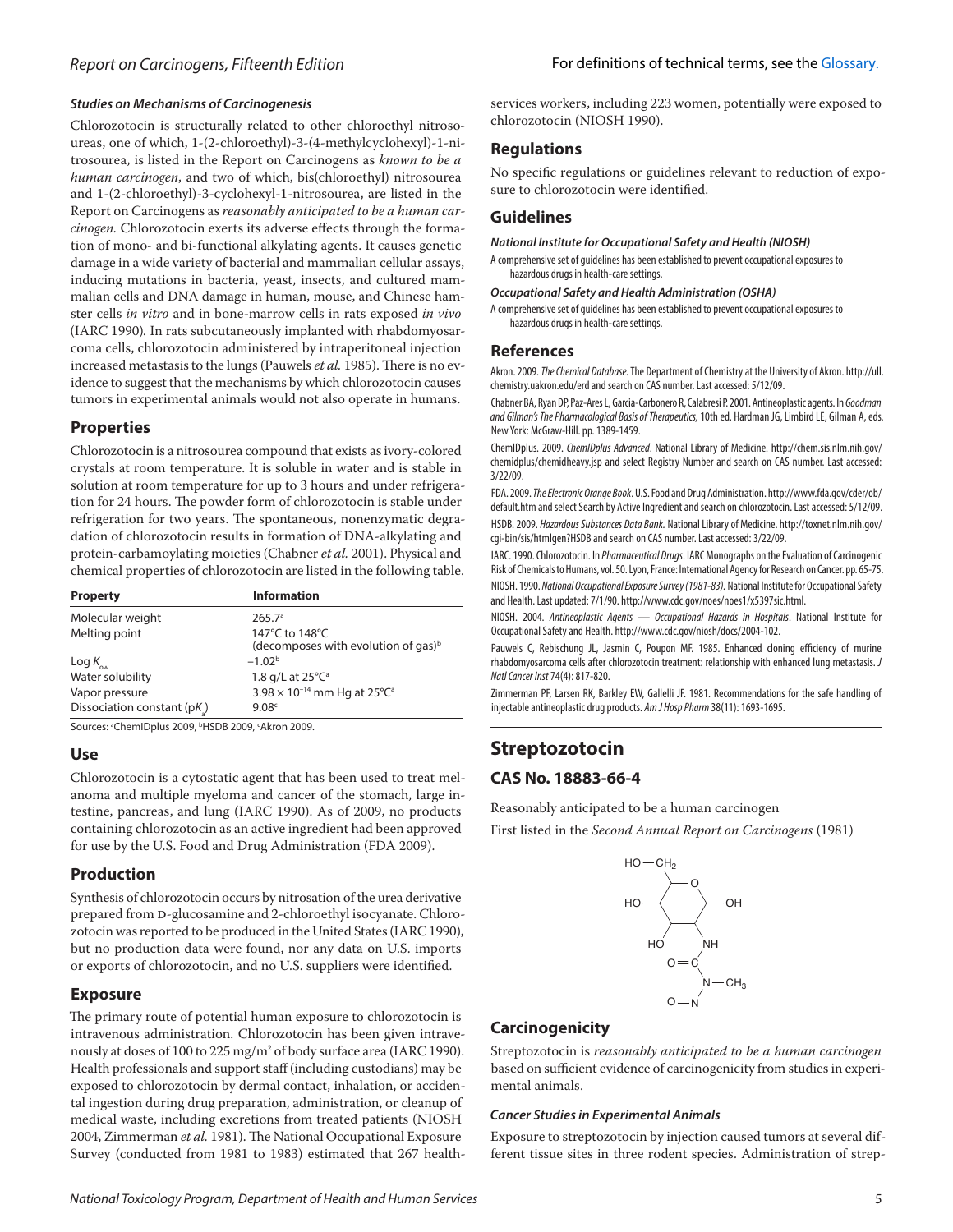### Studies on Mechanisms of Carcinogenesis

Chlorozotocin is structurally related to other chloroethyl nitrosoureas, one of which, 1-(2-chloroethyl)-3-(4-methylcyclohexyl)-1-nitrosourea, is listed in the Report on Carcinogens as *known to be a human carcinogen*, and two of which, bis(chloroethyl) nitrosourea and 1-(2-chloroethyl)-3-cyclohexyl-1-nitrosourea, are listed in the Report on Carcinogens as *reasonably anticipated to be a human carcinogen.* Chlorozotocin exerts its adverse effects through the formation of mono- and bi-functional alkylating agents. It causes genetic damage in a wide variety of bacterial and mammalian cellular assays, inducing mutations in bacteria, yeast, insects, and cultured mammalian cells and DNA damage in human, mouse, and Chinese hamster cells *in vitro* and in bone-marrow cells in rats exposed *in vivo* (IARC 1990). In rats subcutaneously implanted with rhabdomyosarcoma cells, chlorozotocin administered by intraperitoneal injection increased metastasis to the lungs (Pauwels *et al.* 1985). There is no evidence to suggest that the mechanisms by which chlorozotocin causes tumors in experimental animals would not also operate in humans.

## Properties

Chlorozotocin is a nitrosourea compound that exists as ivory-colored crystals at room temperature. It is soluble in water and is stable in solution at room temperature for up to 3 hours and under refrigeration for 24 hours. The powder form of chlorozotocin is stable under refrigeration for two years. The spontaneous, nonenzymatic degradation of chlorozotocin results in formation of DNA-alkylating and protein-carbamoylating moieties (Chabner *et al.* 2001). Physical and chemical properties of chlorozotocin are listed in the following table.

| Property | Information |
|---|---|
| Molecular weight | 265.7[a] |
| Melting point | 147°C to 148°C (decomposes with evolution of gas)[b] |
| Log $K_{ow}$ | –1.02[b] |
| Water solubility | 1.8 g/L at 25°C[a] |
| Vapor pressure | $3.98 \times 10^{-14}$ mm Hg at 25°C[a] |
| Dissociation constant (p$K_a$) | 9.08[c] |

Sources: [a]ChemIDplus 2009, [b]HSDB 2009, [c]Akron 2009.

## Use

Chlorozotocin is a cytostatic agent that has been used to treat melanoma and multiple myeloma and cancer of the stomach, large intestine, pancreas, and lung (IARC 1990). As of 2009, no products containing chlorozotocin as an active ingredient had been approved for use by the U.S. Food and Drug Administration (FDA 2009).

## Production

Synthesis of chlorozotocin occurs by nitrosation of the urea derivative prepared from D-glucosamine and 2-chloroethyl isocyanate. Chlorozotocin was reported to be produced in the United States (IARC 1990), but no production data were found, nor any data on U.S. imports or exports of chlorozotocin, and no U.S. suppliers were identified.

## Exposure

The primary route of potential human exposure to chlorozotocin is intravenous administration. Chlorozotocin has been given intravenously at doses of 100 to 225 mg/m² of body surface area (IARC 1990). Health professionals and support staff (including custodians) may be exposed to chlorozotocin by dermal contact, inhalation, or accidental ingestion during drug preparation, administration, or cleanup of medical waste, including excretions from treated patients (NIOSH 2004, Zimmerman *et al.* 1981). The National Occupational Exposure Survey (conducted from 1981 to 1983) estimated that 267 health-services workers, including 223 women, potentially were exposed to chlorozotocin (NIOSH 1990).

## Regulations

No specific regulations or guidelines relevant to reduction of exposure to chlorozotocin were identified.

## Guidelines

### National Institute for Occupational Safety and Health (NIOSH)

A comprehensive set of guidelines has been established to prevent occupational exposures to hazardous drugs in health-care settings.

### Occupational Safety and Health Administration (OSHA)

A comprehensive set of guidelines has been established to prevent occupational exposures to hazardous drugs in health-care settings.

## References

Akron. 2009. *The Chemical Database*. The Department of Chemistry at the University of Akron. http://ull.chemistry.uakron.edu/erd and search on CAS number. Last accessed: 5/12/09.

Chabner BA, Ryan DP, Paz-Ares L, Garcia-Carbonero R, Calabresi P. 2001. Antineoplastic agents. In *Goodman and Gilman's The Pharmacological Basis of Therapeutics,* 10th ed. Hardman JG, Limbird LE, Gilman A, eds. New York: McGraw-Hill. pp. 1389-1459.

ChemIDplus. 2009. *ChemIDplus Advanced*. National Library of Medicine. http://chem.sis.nlm.nih.gov/chemidplus/chemidheavy.jsp and select Registry Number and search on CAS number. Last accessed: 3/22/09.

FDA. 2009. *The Electronic Orange Book*. U.S. Food and Drug Administration. http://www.fda.gov/cder/ob/default.htm and select Search by Active Ingredient and search on chlorozotocin. Last accessed: 5/12/09.

HSDB. 2009. *Hazardous Substances Data Bank.* National Library of Medicine. http://toxnet.nlm.nih.gov/cgi-bin/sis/htmlgen?HSDB and search on CAS number. Last accessed: 3/22/09.

IARC. 1990. Chlorozotocin. In *Pharmaceutical Drugs*. IARC Monographs on the Evaluation of Carcinogenic Risk of Chemicals to Humans, vol. 50. Lyon, France: International Agency for Research on Cancer. pp. 65-75.

NIOSH. 1990. *National Occupational Exposure Survey (1981-83)*. National Institute for Occupational Safety and Health. Last updated: 7/1/90. http://www.cdc.gov/noes/noes1/x5397sic.html.

NIOSH. 2004. *Antineoplastic Agents — Occupational Hazards in Hospitals*. National Institute for Occupational Safety and Health. http://www.cdc.gov/niosh/docs/2004-102.

Pauwels C, Rebischung JL, Jasmin C, Poupon MF. 1985. Enhanced cloning efficiency of murine rhabdomyosarcoma cells after chlorozotocin treatment: relationship with enhanced lung metastasis. *J Natl Cancer Inst* 74(4): 817-820.

Zimmerman PF, Larsen RK, Barkley EW, Gallelli JF. 1981. Recommendations for the safe handling of injectable antineoplastic drug products. *Am J Hosp Pharm* 38(11): 1693-1695.

# Streptozotocin

## CAS No. 18883-66-4

Reasonably anticipated to be a human carcinogen

First listed in the *Second Annual Report on Carcinogens* (1981)

## Carcinogenicity

Streptozotocin is *reasonably anticipated to be a human carcinogen* based on sufficient evidence of carcinogenicity from studies in experimental animals.

### Cancer Studies in Experimental Animals

Exposure to streptozotocin by injection caused tumors at several different tissue sites in three rodent species. Administration of strep-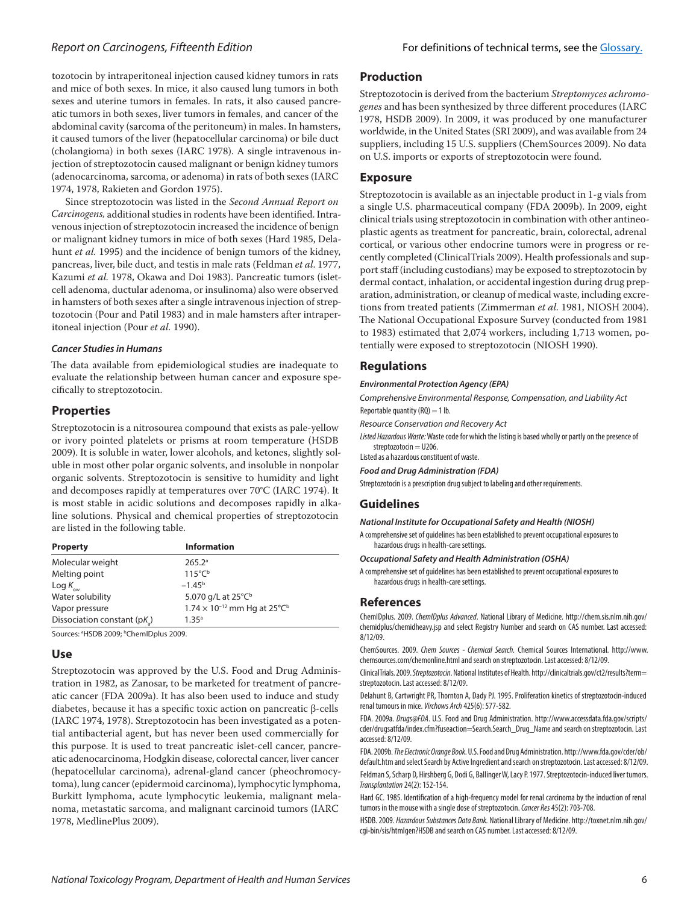tozotocin by intraperitoneal injection caused kidney tumors in rats and mice of both sexes. In mice, it also caused lung tumors in both sexes and uterine tumors in females. In rats, it also caused pancreatic tumors in both sexes, liver tumors in females, and cancer of the abdominal cavity (sarcoma of the peritoneum) in males. In hamsters, it caused tumors of the liver (hepatocellular carcinoma) or bile duct (cholangioma) in both sexes (IARC 1978). A single intravenous injection of streptozotocin caused malignant or benign kidney tumors (adenocarcinoma, sarcoma, or adenoma) in rats of both sexes (IARC 1974, 1978, Rakieten and Gordon 1975).

Since streptozotocin was listed in the *Second Annual Report on Carcinogens,* additional studies in rodents have been identified. Intravenous injection of streptozotocin increased the incidence of benign or malignant kidney tumors in mice of both sexes (Hard 1985, Delahunt *et al.* 1995) and the incidence of benign tumors of the kidney, pancreas, liver, bile duct, and testis in male rats (Feldman *et al.* 1977, Kazumi *et al.* 1978, Okawa and Doi 1983). Pancreatic tumors (islet-cell adenoma, ductular adenoma, or insulinoma) also were observed in hamsters of both sexes after a single intravenous injection of streptozotocin (Pour and Patil 1983) and in male hamsters after intraperitoneal injection (Pour *et al.* 1990).

#### *Cancer Studies in Humans*

The data available from epidemiological studies are inadequate to evaluate the relationship between human cancer and exposure specifically to streptozotocin.

## Properties

Streptozotocin is a nitrosourea compound that exists as pale-yellow or ivory pointed platelets or prisms at room temperature (HSDB 2009). It is soluble in water, lower alcohols, and ketones, slightly soluble in most other polar organic solvents, and insoluble in nonpolar organic solvents. Streptozotocin is sensitive to humidity and light and decomposes rapidly at temperatures over 70°C (IARC 1974). It is most stable in acidic solutions and decomposes rapidly in alkaline solutions. Physical and chemical properties of streptozotocin are listed in the following table.

| Property | Information |
|---|---|
| Molecular weight | 265.2[a] |
| Melting point | 115°C[b] |
| Log $K_{ow}$ | –1.45[b] |
| Water solubility | 5.070 g/L at 25°C[b] |
| Vapor pressure | $1.74 \times 10^{-12}$ mm Hg at 25°C[b] |
| Dissociation constant (p$K_a$) | 1.35[a] |

Sources: [a]HSDB 2009; [b]ChemIDplus 2009.

## Use

Streptozotocin was approved by the U.S. Food and Drug Administration in 1982, as Zanosar, to be marketed for treatment of pancreatic cancer (FDA 2009a). It has also been used to induce and study diabetes, because it has a specific toxic action on pancreatic β-cells (IARC 1974, 1978). Streptozotocin has been investigated as a potential antibacterial agent, but has never been used commercially for this purpose. It is used to treat pancreatic islet-cell cancer, pancreatic adenocarcinoma, Hodgkin disease, colorectal cancer, liver cancer (hepatocellular carcinoma), adrenal-gland cancer (pheochromocytoma), lung cancer (epidermoid carcinoma), lymphocytic lymphoma, Burkitt lymphoma, acute lymphocytic leukemia, malignant melanoma, metastatic sarcoma, and malignant carcinoid tumors (IARC 1978, MedlinePlus 2009).

## Production

Streptozotocin is derived from the bacterium *Streptomyces achromogenes* and has been synthesized by three different procedures (IARC 1978, HSDB 2009). In 2009, it was produced by one manufacturer worldwide, in the United States (SRI 2009), and was available from 24 suppliers, including 15 U.S. suppliers (ChemSources 2009). No data on U.S. imports or exports of streptozotocin were found.

## Exposure

Streptozotocin is available as an injectable product in 1-g vials from a single U.S. pharmaceutical company (FDA 2009b). In 2009, eight clinical trials using streptozotocin in combination with other antineoplastic agents as treatment for pancreatic, brain, colorectal, adrenal cortical, or various other endocrine tumors were in progress or recently completed (ClinicalTrials 2009). Health professionals and support staff (including custodians) may be exposed to streptozotocin by dermal contact, inhalation, or accidental ingestion during drug preparation, administration, or cleanup of medical waste, including excretions from treated patients (Zimmerman *et al.* 1981, NIOSH 2004). The National Occupational Exposure Survey (conducted from 1981 to 1983) estimated that 2,074 workers, including 1,713 women, potentially were exposed to streptozotocin (NIOSH 1990).

## Regulations

#### *Environmental Protection Agency (EPA)*

*Comprehensive Environmental Response, Compensation, and Liability Act*

Reportable quantity (RQ) = 1 lb.

*Resource Conservation and Recovery Act*

*Listed Hazardous Waste:* Waste code for which the listing is based wholly or partly on the presence of streptozotocin = U206.

Listed as a hazardous constituent of waste.

#### *Food and Drug Administration (FDA)*

Streptozotocin is a prescription drug subject to labeling and other requirements.

## Guidelines

#### *National Institute for Occupational Safety and Health (NIOSH)*

A comprehensive set of guidelines has been established to prevent occupational exposures to hazardous drugs in health-care settings.

#### *Occupational Safety and Health Administration (OSHA)*

A comprehensive set of guidelines has been established to prevent occupational exposures to hazardous drugs in health-care settings.

## References

ChemIDplus. 2009. *ChemIDplus Advanced*. National Library of Medicine. http://chem.sis.nlm.nih.gov/chemidplus/chemidheavy.jsp and select Registry Number and search on CAS number. Last accessed: 8/12/09.

ChemSources. 2009. *Chem Sources - Chemical Search*. Chemical Sources International. http://www.chemsources.com/chemonline.html and search on streptozotocin. Last accessed: 8/12/09.

ClinicalTrials. 2009. *Streptozotocin*. National Institutes of Health. http://clinicaltrials.gov/ct2/results?term=streptozotocin. Last accessed: 8/12/09.

Delahunt B, Cartwright PR, Thornton A, Dady PJ. 1995. Proliferation kinetics of streptozotocin-induced renal tumours in mice. *Virchows Arch* 425(6): 577-582.

FDA. 2009a. *Drugs@FDA*. U.S. Food and Drug Administration. http://www.accessdata.fda.gov/scripts/cder/drugsatfda/index.cfm?fuseaction=Search.Search_Drug_Name and search on streptozotocin. Last accessed: 8/12/09.

FDA. 2009b. *The Electronic Orange Book*. U.S. Food and Drug Administration. http://www.fda.gov/cder/ob/default.htm and select Search by Active Ingredient and search on streptozotocin. Last accessed: 8/12/09.

Feldman S, Scharp D, Hirshberg G, Dodi G, Ballinger W, Lacy P. 1977. Streptozotocin-induced liver tumors. *Transplantation* 24(2): 152-154.

Hard GC. 1985. Identification of a high-frequency model for renal carcinoma by the induction of renal tumors in the mouse with a single dose of streptozotocin. *Cancer Res* 45(2): 703-708.

HSDB. 2009. *Hazardous Substances Data Bank.* National Library of Medicine. http://toxnet.nlm.nih.gov/cgi-bin/sis/htmlgen?HSDB and search on CAS number. Last accessed: 8/12/09.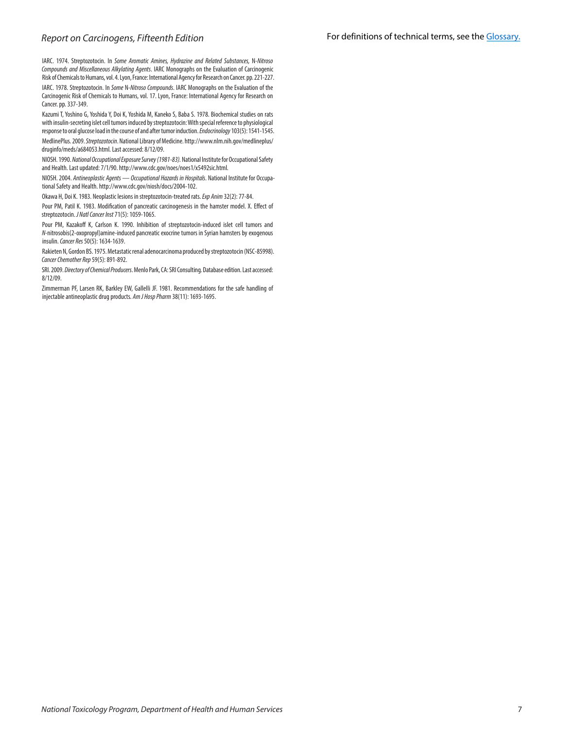IARC. 1974. Streptozotocin. In *Some Aromatic Amines, Hydrazine and Related Substances, N-Nitroso Compounds and Miscellaneous Alkylating Agents*. IARC Monographs on the Evaluation of Carcinogenic Risk of Chemicals to Humans, vol. 4. Lyon, France: International Agency for Research on Cancer. pp. 221-227.

IARC. 1978. Streptozotocin. In *Some N-Nitroso Compounds*. IARC Monographs on the Evaluation of the Carcinogenic Risk of Chemicals to Humans, vol. 17. Lyon, France: International Agency for Research on Cancer. pp. 337-349.

Kazumi T, Yoshino G, Yoshida Y, Doi K, Yoshida M, Kaneko S, Baba S. 1978. Biochemical studies on rats with insulin-secreting islet cell tumors induced by streptozotocin: With special reference to physiological response to oral glucose load in the course of and after tumor induction. *Endocrinology* 103(5): 1541-1545.

MedlinePlus. 2009. *Streptozotocin*. National Library of Medicine. http://www.nlm.nih.gov/medlineplus/druginfo/meds/a684053.html. Last accessed: 8/12/09.

NIOSH. 1990. *National Occupational Exposure Survey (1981-83)*. National Institute for Occupational Safety and Health. Last updated: 7/1/90. http://www.cdc.gov/noes/noes1/x5492sic.html.

NIOSH. 2004. *Antineoplastic Agents — Occupational Hazards in Hospitals*. National Institute for Occupational Safety and Health. http://www.cdc.gov/niosh/docs/2004-102.

Okawa H, Doi K. 1983. Neoplastic lesions in streptozotocin-treated rats. *Exp Anim* 32(2): 77-84.

Pour PM, Patil K. 1983. Modification of pancreatic carcinogenesis in the hamster model. X. Effect of streptozotocin. *J Natl Cancer Inst* 71(5): 1059-1065.

Pour PM, Kazakoff K, Carlson K. 1990. Inhibition of streptozotocin-induced islet cell tumors and *N*-nitrosobis(2-oxopropyl)amine-induced pancreatic exocrine tumors in Syrian hamsters by exogenous insulin. *Cancer Res* 50(5): 1634-1639.

Rakieten N, Gordon BS. 1975. Metastatic renal adenocarcinoma produced by streptozotocin (NSC-85998). *Cancer Chemother Rep* 59(5): 891-892.

SRI. 2009. *Directory of Chemical Producers*. Menlo Park, CA: SRI Consulting. Database edition. Last accessed: 8/12/09.

Zimmerman PF, Larsen RK, Barkley EW, Gallelli JF. 1981. Recommendations for the safe handling of injectable antineoplastic drug products. *Am J Hosp Pharm* 38(11): 1693-1695.